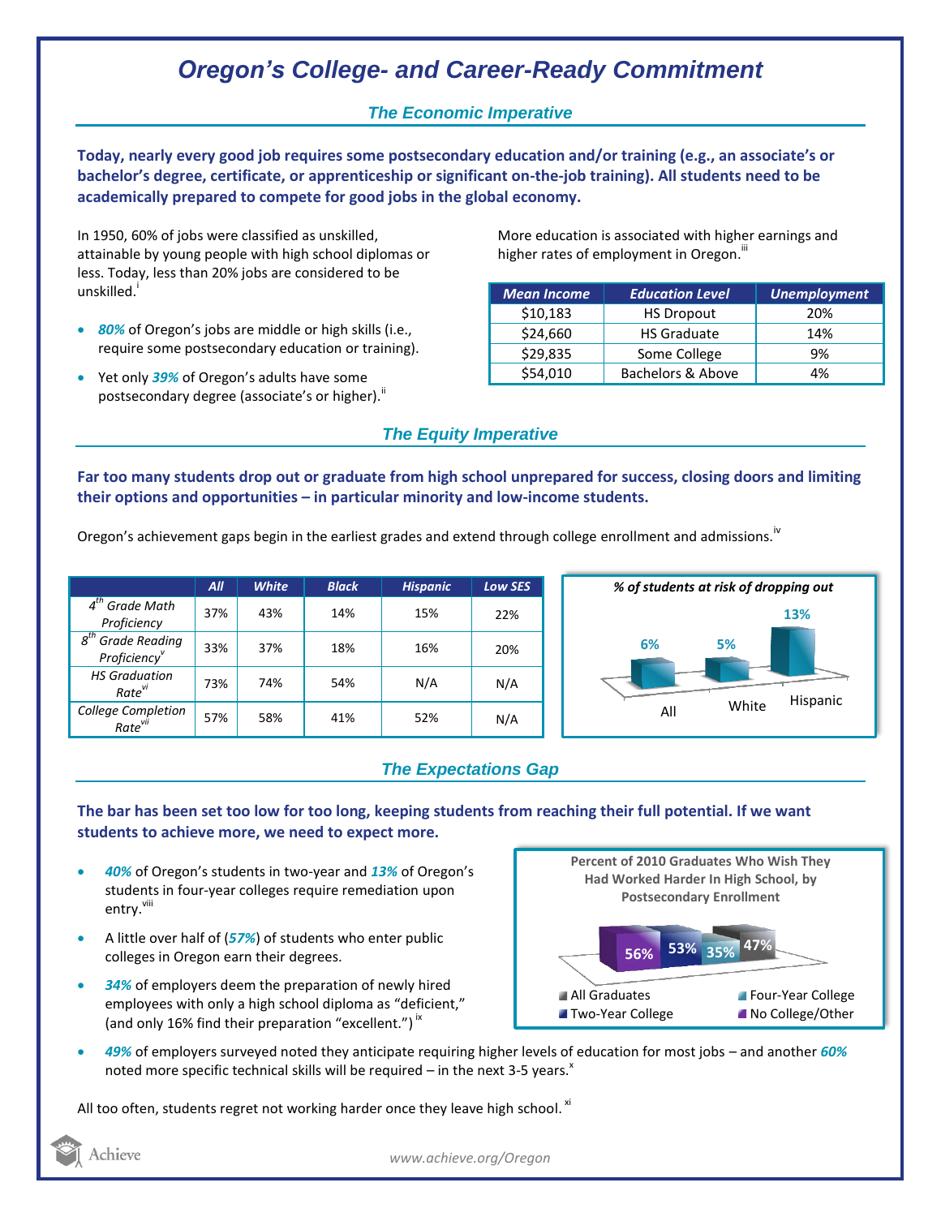# Oregon's College- and Career-Ready Commitment

## The Economic Imperative

**Today, nearly every good job requires some postsecondary education and/or training (e.g., an associate's or bachelor's degree, certificate, or apprenticeship or significant on-the-job training). All students need to be academically prepared to compete for good jobs in the global economy.**

In 1950, 60% of jobs were classified as unskilled, attainable by young people with high school diplomas or less. Today, less than 20% jobs are considered to be unskilled.[i]

- ***80%*** of Oregon's jobs are middle or high skills (i.e., require some postsecondary education or training).
- Yet only ***39%*** of Oregon's adults have some postsecondary degree (associate's or higher).[ii]

More education is associated with higher earnings and higher rates of employment in Oregon.[iii]

| *Mean Income* | *Education Level* | *Unemployment* |
|---|---|---|
| $10,183 | HS Dropout | 20% |
| $24,660 | HS Graduate | 14% |
| $29,835 | Some College | 9% |
| $54,010 | Bachelors & Above | 4% |

## The Equity Imperative

**Far too many students drop out or graduate from high school unprepared for success, closing doors and limiting their options and opportunities – in particular minority and low-income students.**

Oregon's achievement gaps begin in the earliest grades and extend through college enrollment and admissions.[iv]

| | *All* | *White* | *Black* | *Hispanic* | *Low SES* |
|---|---|---|---|---|---|
| *4th Grade Math Proficiency* | 37% | 43% | 14% | 15% | 22% |
| *8th Grade Reading Proficiency*[v] | 33% | 37% | 18% | 16% | 20% |
| *HS Graduation Rate*[vi] | 73% | 74% | 54% | N/A | N/A |
| *College Completion Rate*[vii] | 57% | 58% | 41% | 52% | N/A |

*% of students at risk of dropping out*

| All | White | Hispanic |
|---|---|---|
| 6% | 5% | 13% |

## The Expectations Gap

**The bar has been set too low for too long, keeping students from reaching their full potential. If we want students to achieve more, we need to expect more.**

- ***40%*** of Oregon's students in two-year and ***13%*** of Oregon's students in four-year colleges require remediation upon entry.[viii]
- A little over half of (***57%***) of students who enter public colleges in Oregon earn their degrees.
- ***34%*** of employers deem the preparation of newly hired employees with only a high school diploma as "deficient," (and only 16% find their preparation "excellent.")[ix]
- ***49%*** of employers surveyed noted they anticipate requiring higher levels of education for most jobs – and another ***60%*** noted more specific technical skills will be required – in the next 3-5 years.[x]

**Percent of 2010 Graduates Who Wish They Had Worked Harder In High School, by Postsecondary Enrollment**

| No College/Other | Two-Year College | Four-Year College | All Graduates |
|---|---|---|---|
| 56% | 53% | 35% | 47% |

All too often, students regret not working harder once they leave high school.[xi]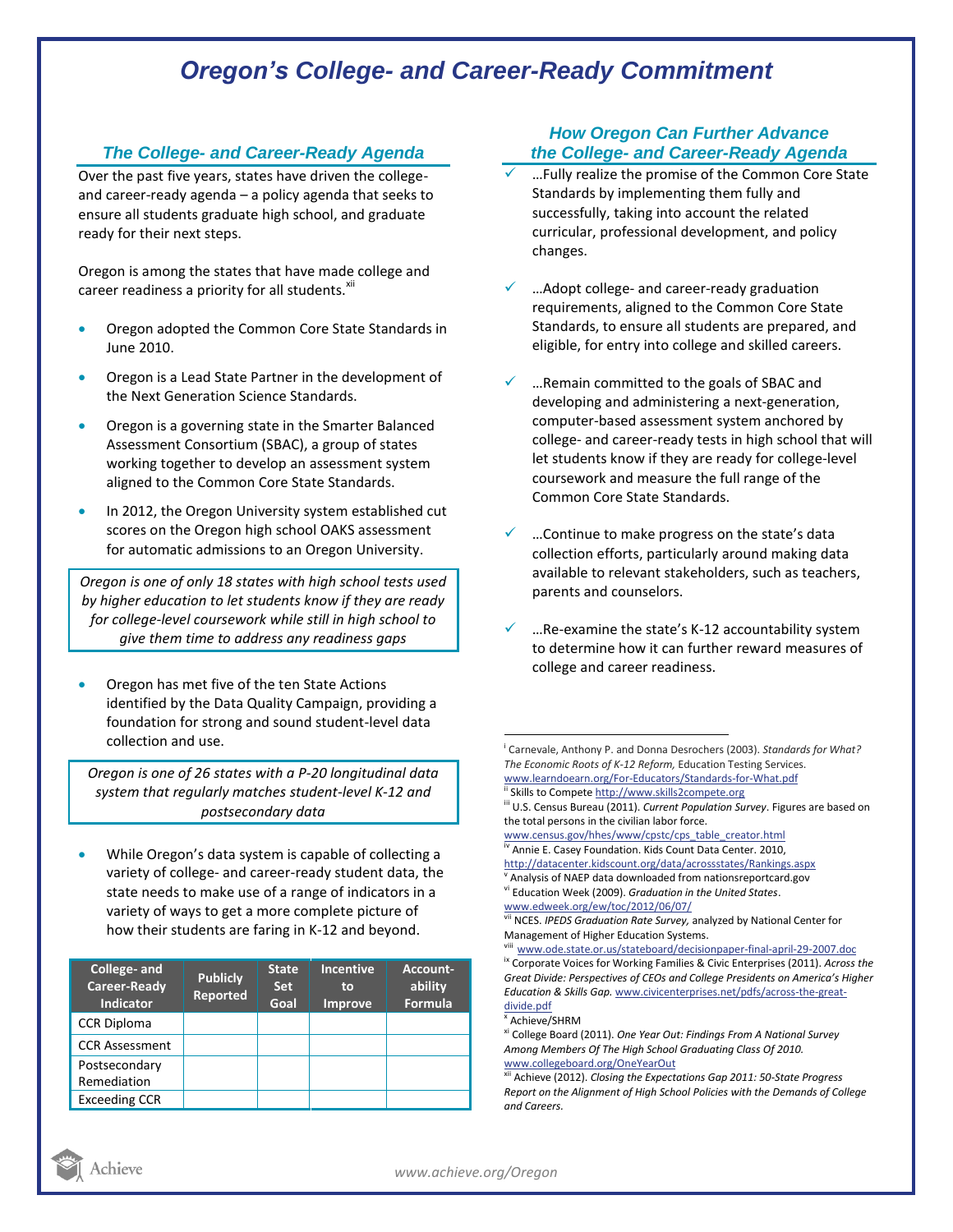# Oregon's College- and Career-Ready Commitment

## The College- and Career-Ready Agenda

Over the past five years, states have driven the college- and career-ready agenda – a policy agenda that seeks to ensure all students graduate high school, and graduate ready for their next steps.

Oregon is among the states that have made college and career readiness a priority for all students.[xii]

- Oregon adopted the Common Core State Standards in June 2010.
- Oregon is a Lead State Partner in the development of the Next Generation Science Standards.
- Oregon is a governing state in the Smarter Balanced Assessment Consortium (SBAC), a group of states working together to develop an assessment system aligned to the Common Core State Standards.
- In 2012, the Oregon University system established cut scores on the Oregon high school OAKS assessment for automatic admissions to an Oregon University.

*Oregon is one of only 18 states with high school tests used by higher education to let students know if they are ready for college-level coursework while still in high school to give them time to address any readiness gaps*

- Oregon has met five of the ten State Actions identified by the Data Quality Campaign, providing a foundation for strong and sound student-level data collection and use.

*Oregon is one of 26 states with a P-20 longitudinal data system that regularly matches student-level K-12 and postsecondary data*

- While Oregon's data system is capable of collecting a variety of college- and career-ready student data, the state needs to make use of a range of indicators in a variety of ways to get a more complete picture of how their students are faring in K-12 and beyond.

| College- and Career-Ready Indicator | Publicly Reported | State Set Goal | Incentive to Improve | Account-ability Formula |
|---|---|---|---|---|
| CCR Diploma | | | | |
| CCR Assessment | | | | |
| Postsecondary Remediation | | | | |
| Exceeding CCR | | | | |

## How Oregon Can Further Advance the College- and Career-Ready Agenda

- ✓ …Fully realize the promise of the Common Core State Standards by implementing them fully and successfully, taking into account the related curricular, professional development, and policy changes.
- ✓ …Adopt college- and career-ready graduation requirements, aligned to the Common Core State Standards, to ensure all students are prepared, and eligible, for entry into college and skilled careers.
- ✓ …Remain committed to the goals of SBAC and developing and administering a next-generation, computer-based assessment system anchored by college- and career-ready tests in high school that will let students know if they are ready for college-level coursework and measure the full range of the Common Core State Standards.
- ✓ …Continue to make progress on the state's data collection efforts, particularly around making data available to relevant stakeholders, such as teachers, parents and counselors.
- ✓ …Re-examine the state's K-12 accountability system to determine how it can further reward measures of college and career readiness.

---

[i] Carnevale, Anthony P. and Donna Desrochers (2003). *Standards for What? The Economic Roots of K-12 Reform,* Education Testing Services. www.learndoearn.org/For-Educators/Standards-for-What.pdf

[ii] Skills to Compete http://www.skills2compete.org

[iii] U.S. Census Bureau (2011). *Current Population Survey*. Figures are based on the total persons in the civilian labor force. www.census.gov/hhes/www/cpstc/cps_table_creator.html

[iv] Annie E. Casey Foundation. Kids Count Data Center. 2010, http://datacenter.kidscount.org/data/acrossstates/Rankings.aspx

[v] Analysis of NAEP data downloaded from nationsreportcard.gov

[vi] Education Week (2009). *Graduation in the United States*. www.edweek.org/ew/toc/2012/06/07/

[vii] NCES. *IPEDS Graduation Rate Survey,* analyzed by National Center for Management of Higher Education Systems.

[viii] www.ode.state.or.us/stateboard/decisionpaper-final-april-29-2007.doc

[ix] Corporate Voices for Working Families & Civic Enterprises (2011). *Across the Great Divide: Perspectives of CEOs and College Presidents on America's Higher Education & Skills Gap.* www.civicenterprises.net/pdfs/across-the-great-divide.pdf

[x] Achieve/SHRM

[xi] College Board (2011). *One Year Out: Findings From A National Survey Among Members Of The High School Graduating Class Of 2010.* www.collegeboard.org/OneYearOut

[xii] Achieve (2012). *Closing the Expectations Gap 2011: 50-State Progress Report on the Alignment of High School Policies with the Demands of College and Careers.*

Achieve

www.achieve.org/Oregon